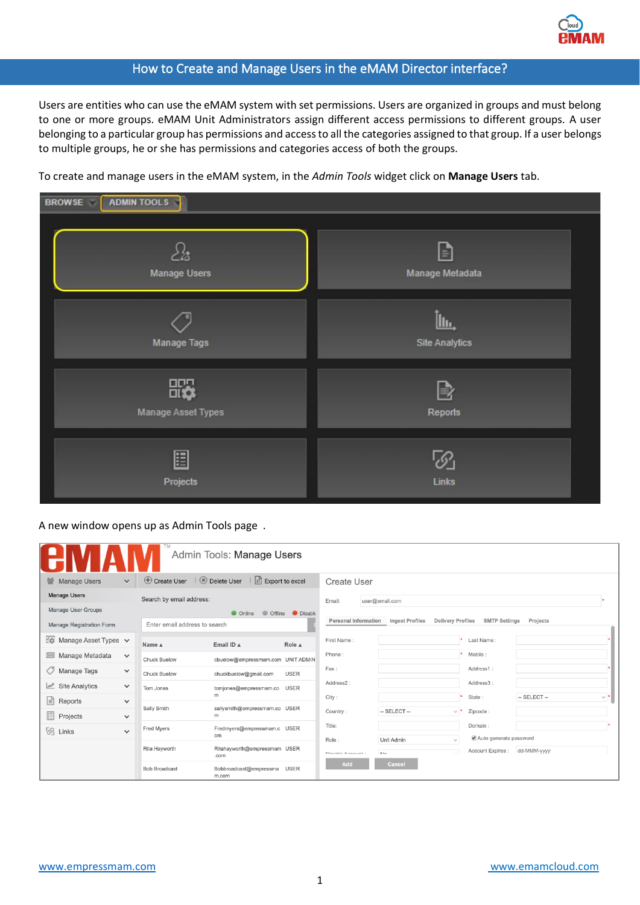# How to Create and Manage Users in the eMAM Director interface?

Users are entities who can use the eMAM system with set permissions. Users are organized in groups and must belong to one or more groups. eMAM Unit Administrators assign different access permissions to different groups. A user belonging to a particular group has permissions and access to all the categories assigned to that group. If a user belongs to multiple groups, he or she has permissions and categories access of both the groups.

To create and manage users in the eMAM system, in the *Admin Tools* widget click on **Manage Users** tab.

A new window opens up as Admin Tools page .

[www.empressmam.com](http://www.empressmam.com) [www.emamcloud.com](http://www.emamcloud.com)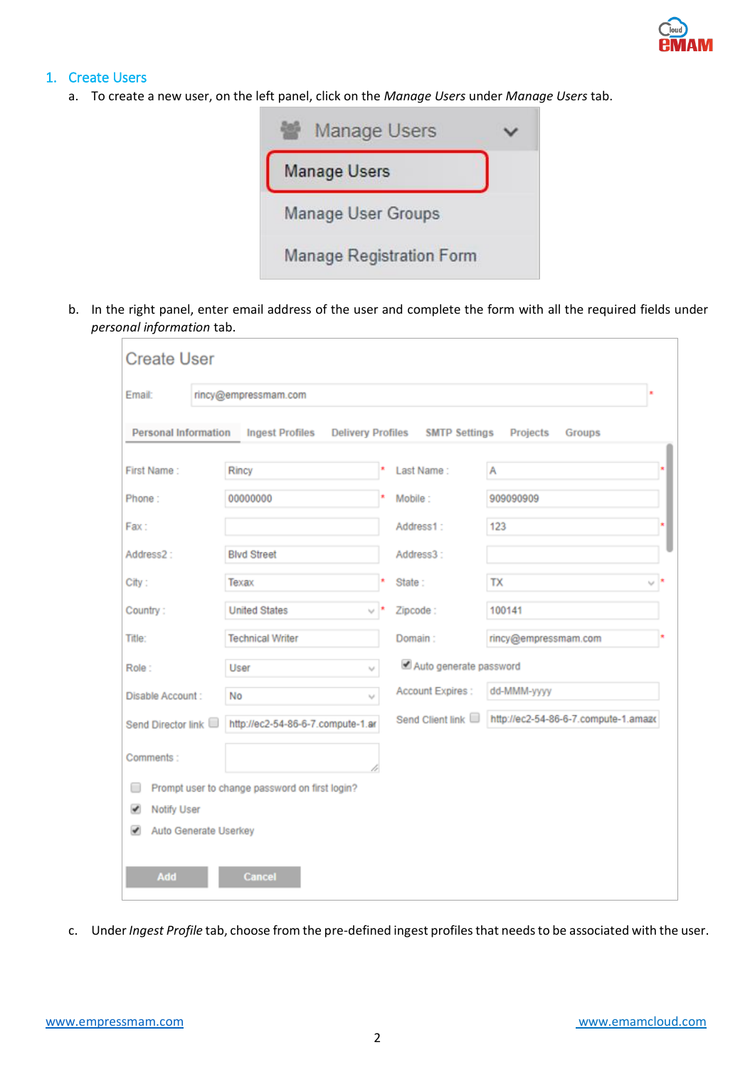## 1. Create Users

a. To create a new user, on the left panel, click on the *Manage Users* under *Manage Users* tab.

b. In the right panel, enter email address of the user and complete the form with all the required fields under *personal information* tab.

c. Under *Ingest Profile* tab, choose from the pre-defined ingest profiles that needs to be associated with the user.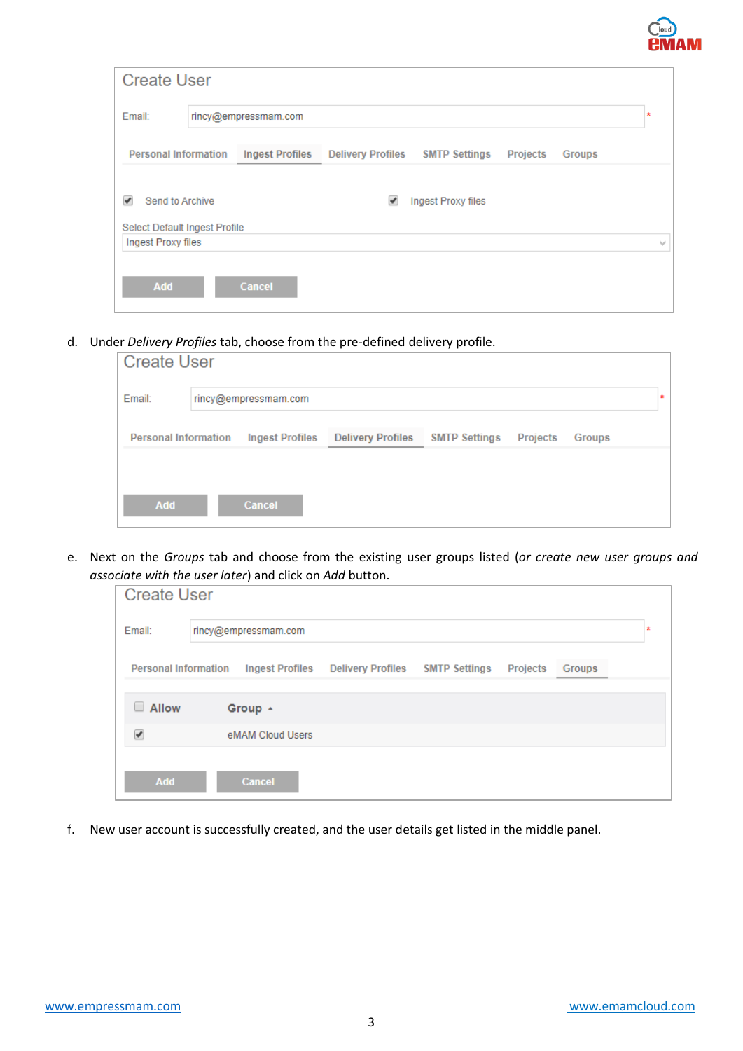**Create User**

Email: rincy@empressmam.com *

Personal Information | Ingest Profiles | Delivery Profiles | SMTP Settings | Projects | Groups

☑ Send to Archive ☑ Ingest Proxy files

Select Default Ingest Profile

Ingest Proxy files

Add Cancel

d. Under *Delivery Profiles* tab, choose from the pre-defined delivery profile.

**Create User**

Email: rincy@empressmam.com *

Personal Information | Ingest Profiles | Delivery Profiles | SMTP Settings | Projects | Groups

Add Cancel

e. Next on the *Groups* tab and choose from the existing user groups listed (*or create new user groups and associate with the user later*) and click on *Add* button.

**Create User**

Email: rincy@empressmam.com *

Personal Information | Ingest Profiles | Delivery Profiles | SMTP Settings | Projects | Groups

| Allow | Group |
|---|---|
| ☑ | eMAM Cloud Users |

Add Cancel

f. New user account is successfully created, and the user details get listed in the middle panel.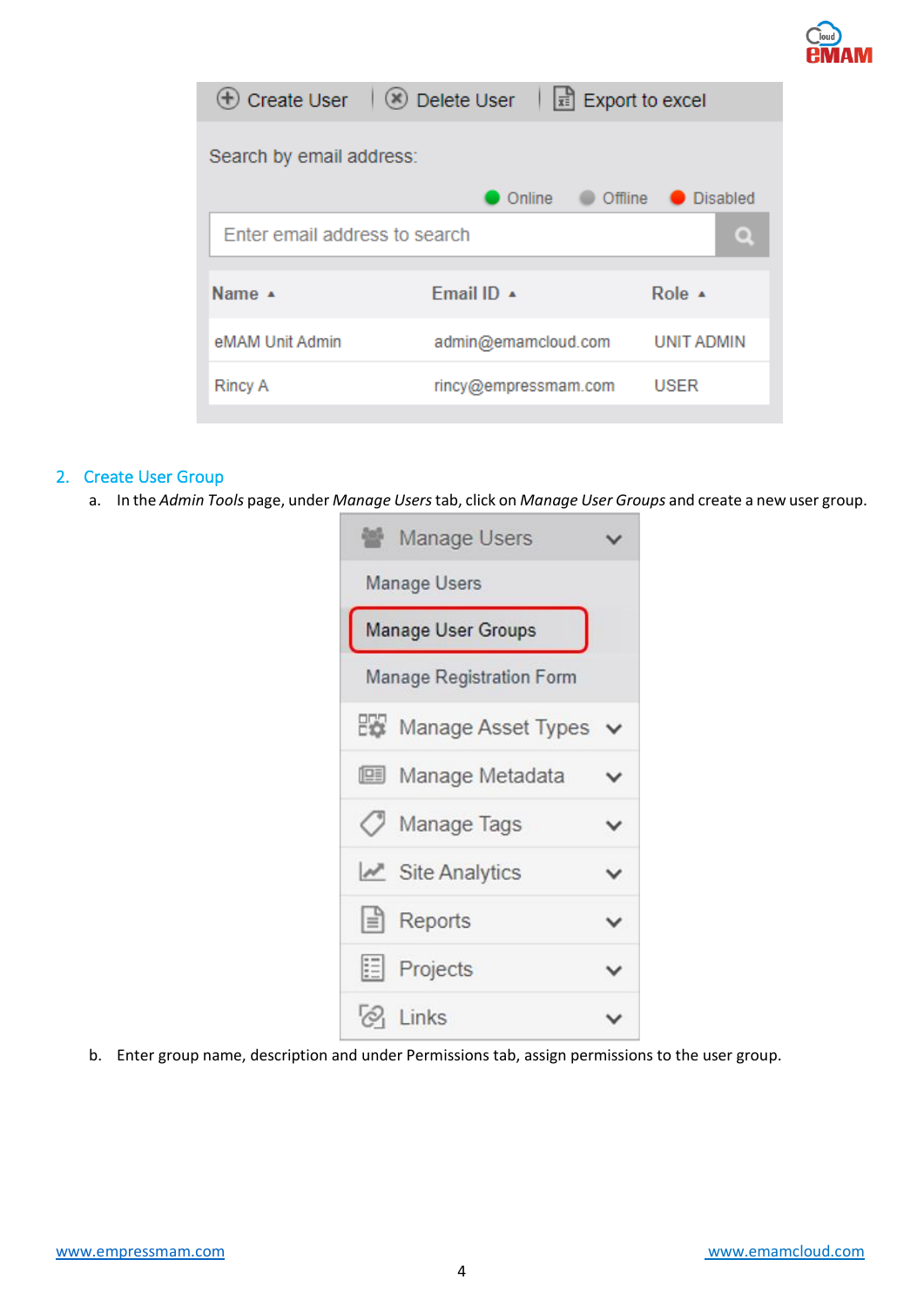## 2. Create User Group

a. In the *Admin Tools* page, under *Manage Users* tab, click on *Manage User Groups* and create a new user group.

b. Enter group name, description and under Permissions tab, assign permissions to the user group.

www.empressmam.com www.emamcloud.com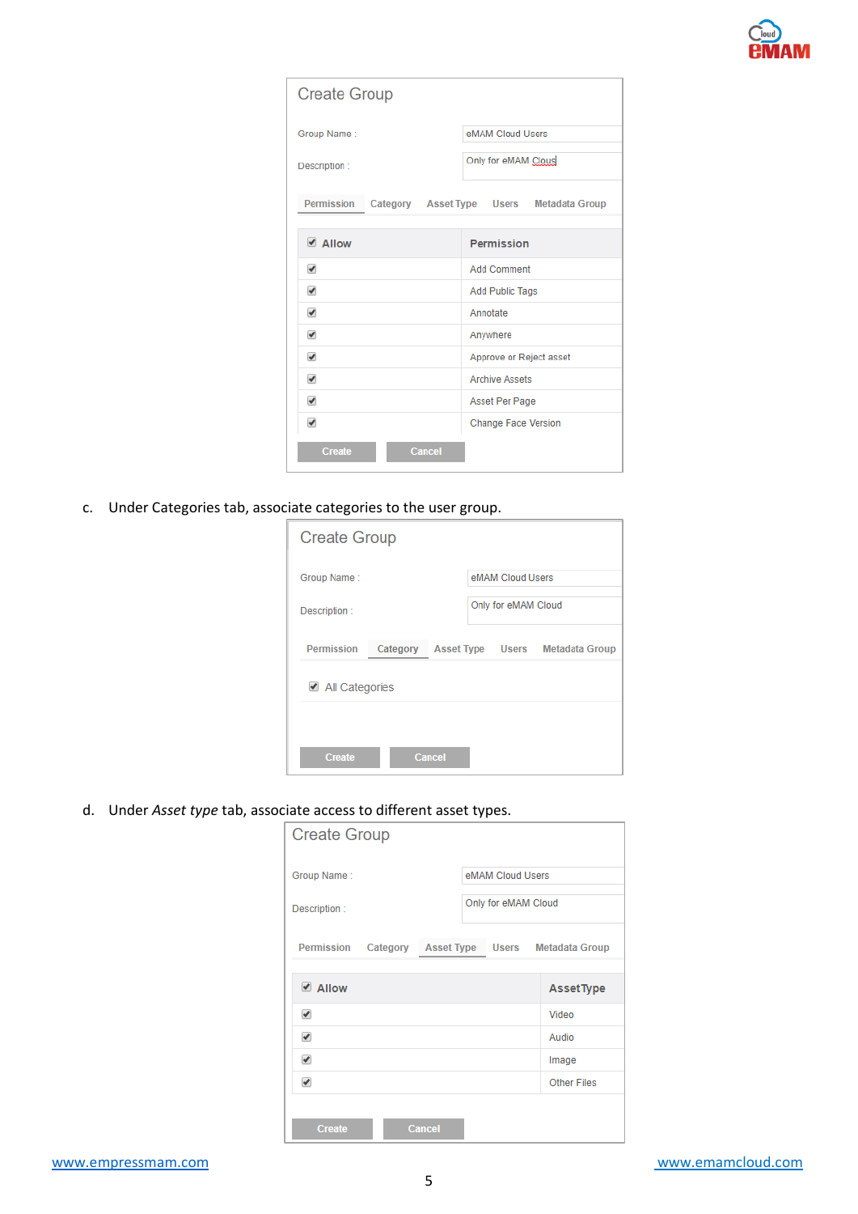Create Group

Group Name : eMAM Cloud Users

Description : Only for eMAM Clous

Permission | Category | Asset Type | Users | Metadata Group

| ☑ Allow | Permission |
|---|---|
| ☑ | Add Comment |
| ☑ | Add Public Tags |
| ☑ | Annotate |
| ☑ | Anywhere |
| ☑ | Approve or Reject asset |
| ☑ | Archive Assets |
| ☑ | Asset Per Page |
| ☑ | Change Face Version |

Create | Cancel

c. Under Categories tab, associate categories to the user group.

Create Group

Group Name : eMAM Cloud Users

Description : Only for eMAM Cloud

Permission | Category | Asset Type | Users | Metadata Group

☑ All Categories

Create | Cancel

d. Under *Asset type* tab, associate access to different asset types.

Create Group

Group Name : eMAM Cloud Users

Description : Only for eMAM Cloud

Permission | Category | Asset Type | Users | Metadata Group

| ☑ Allow | AssetType |
|---|---|
| ☑ | Video |
| ☑ | Audio |
| ☑ | Image |
| ☑ | Other Files |

Create | Cancel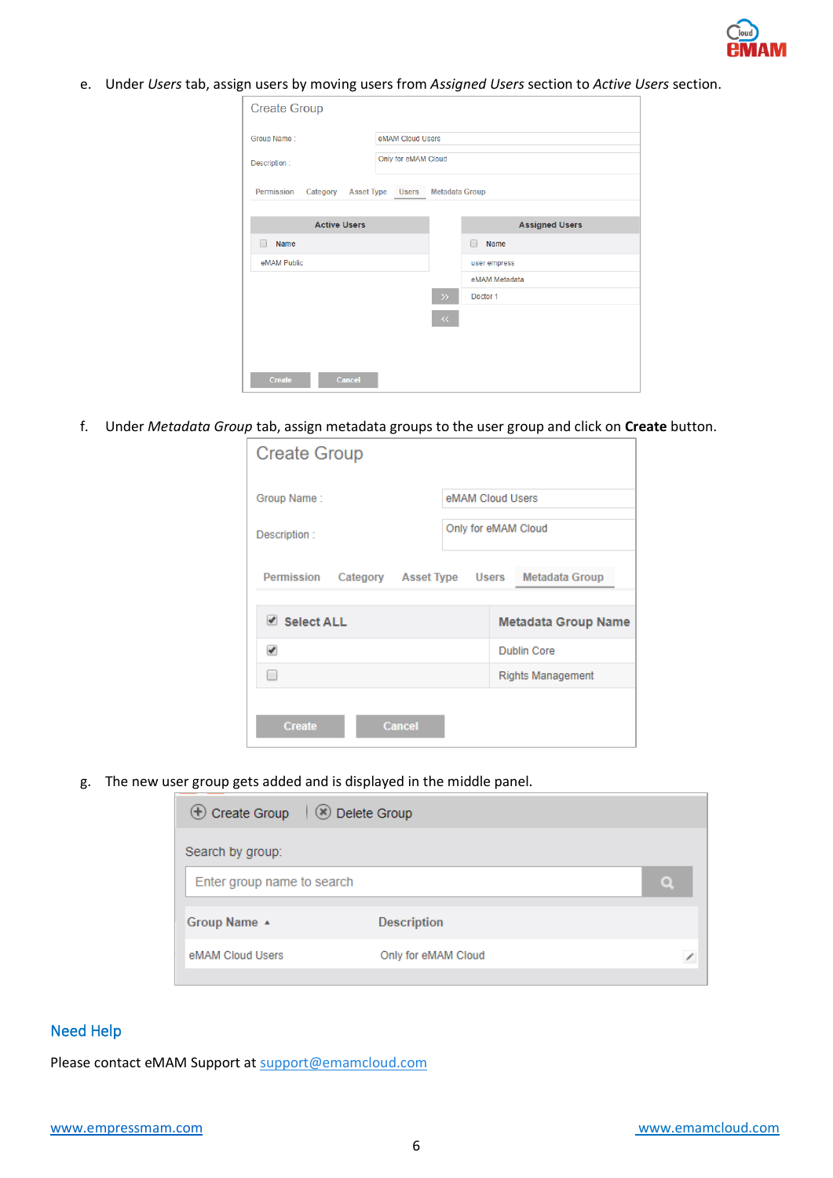e. Under *Users* tab, assign users by moving users from *Assigned Users* section to *Active Users* section.

f. Under *Metadata Group* tab, assign metadata groups to the user group and click on **Create** button.

g. The new user group gets added and is displayed in the middle panel.

## Need Help

Please contact eMAM Support at support@emamcloud.com

www.empressmam.com www.emamcloud.com